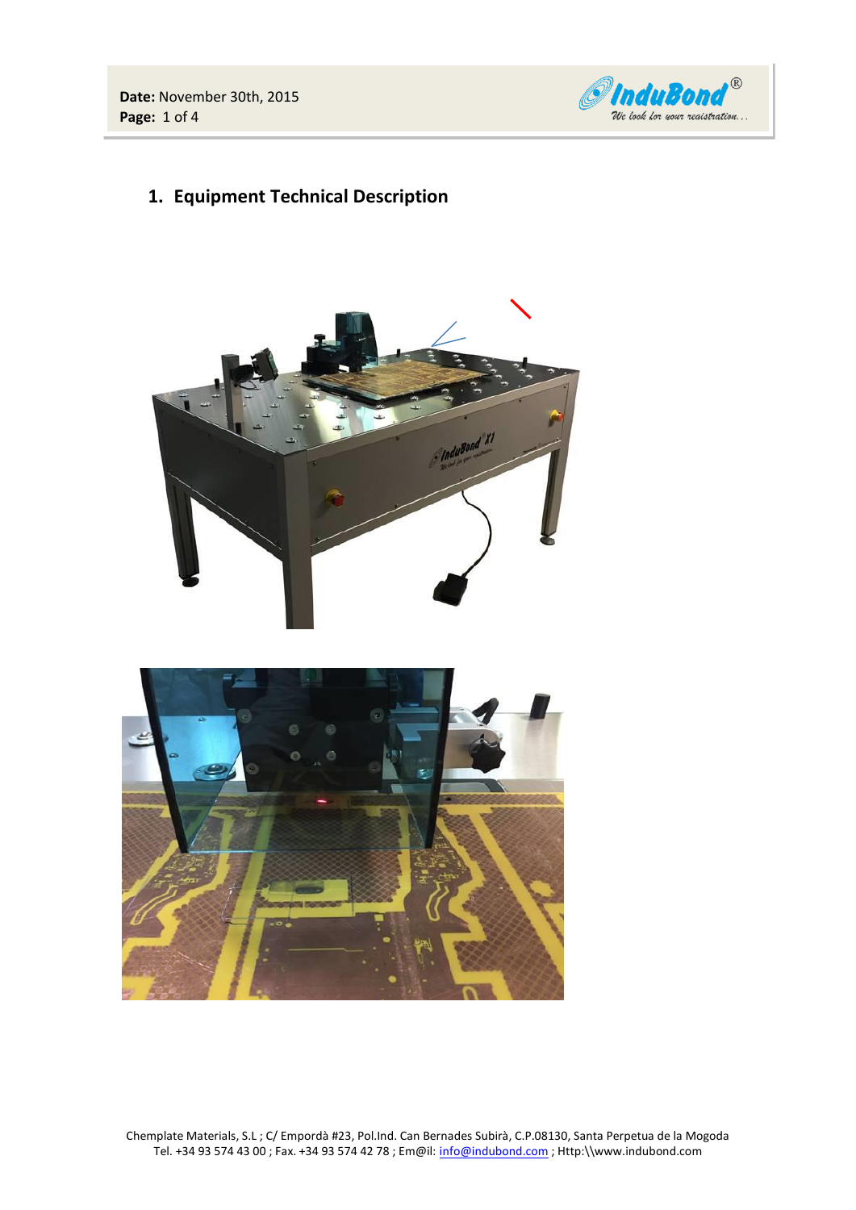## 1. Equipment Technical Description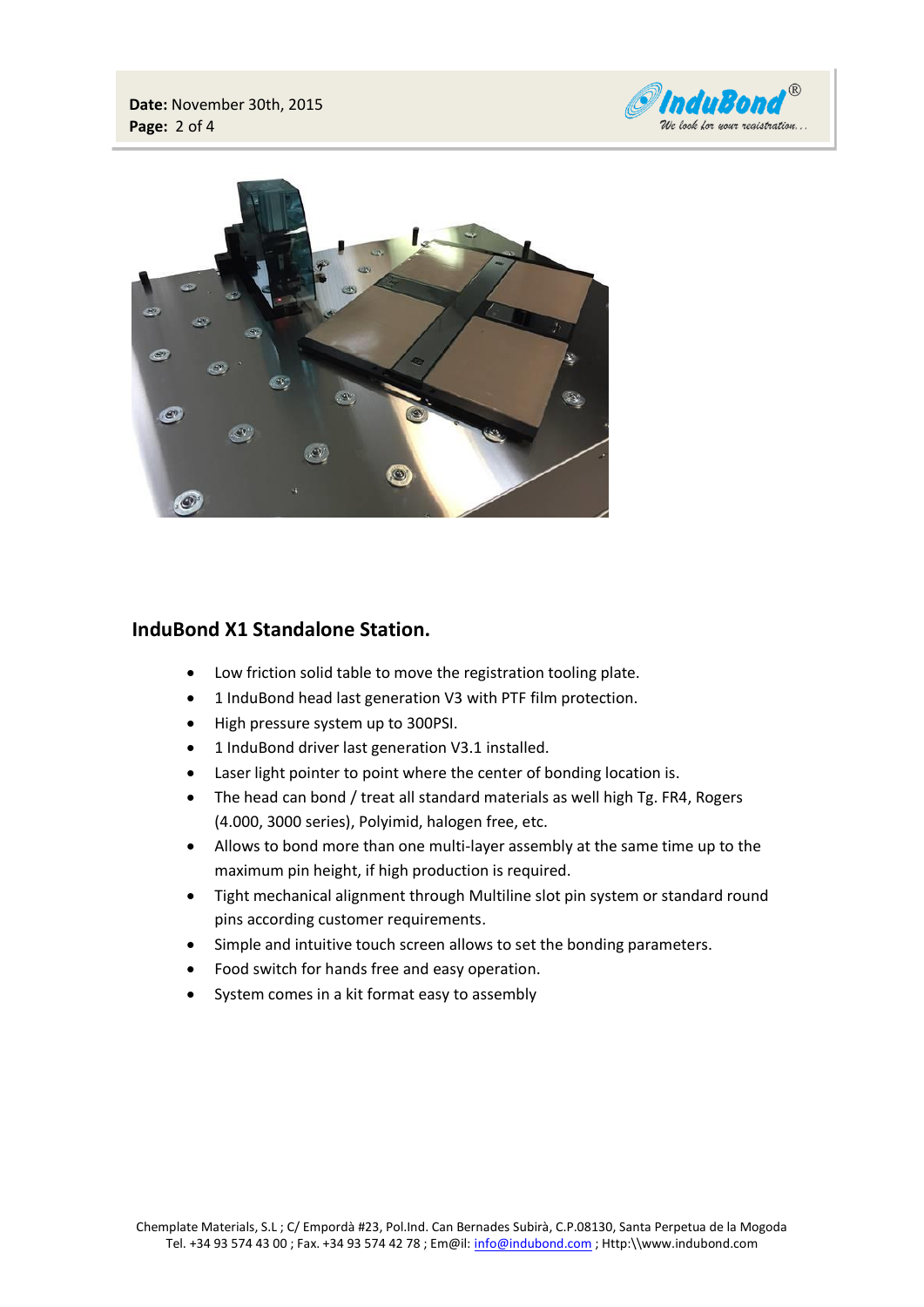## InduBond X1 Standalone Station.

- Low friction solid table to move the registration tooling plate.
- 1 InduBond head last generation V3 with PTF film protection.
- High pressure system up to 300PSI.
- 1 InduBond driver last generation V3.1 installed.
- Laser light pointer to point where the center of bonding location is.
- The head can bond / treat all standard materials as well high Tg. FR4, Rogers (4.000, 3000 series), Polyimid, halogen free, etc.
- Allows to bond more than one multi-layer assembly at the same time up to the maximum pin height, if high production is required.
- Tight mechanical alignment through Multiline slot pin system or standard round pins according customer requirements.
- Simple and intuitive touch screen allows to set the bonding parameters.
- Food switch for hands free and easy operation.
- System comes in a kit format easy to assembly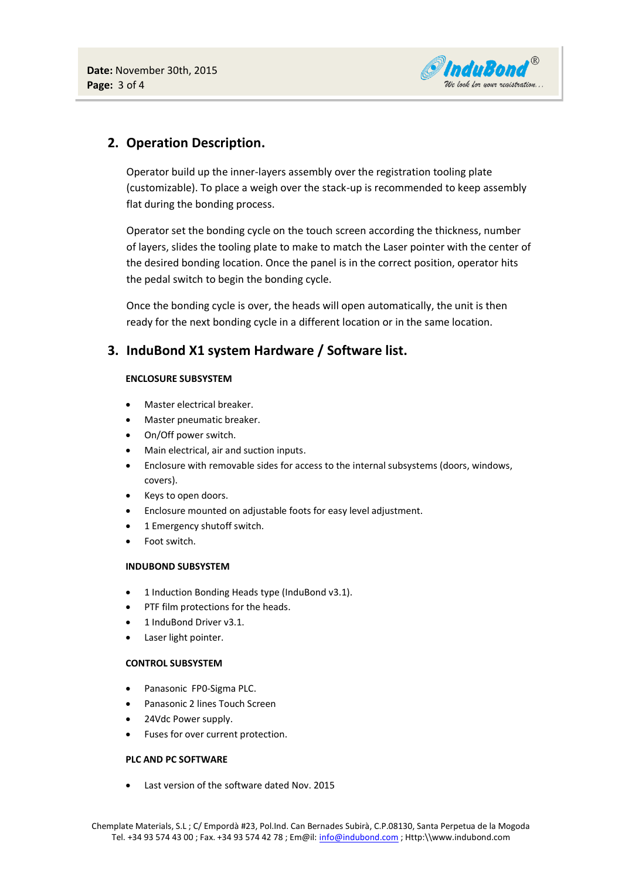## 2. Operation Description.

Operator build up the inner-layers assembly over the registration tooling plate (customizable). To place a weigh over the stack-up is recommended to keep assembly flat during the bonding process.

Operator set the bonding cycle on the touch screen according the thickness, number of layers, slides the tooling plate to make to match the Laser pointer with the center of the desired bonding location. Once the panel is in the correct position, operator hits the pedal switch to begin the bonding cycle.

Once the bonding cycle is over, the heads will open automatically, the unit is then ready for the next bonding cycle in a different location or in the same location.

## 3. InduBond X1 system Hardware / Software list.

**ENCLOSURE SUBSYSTEM**

- Master electrical breaker.
- Master pneumatic breaker.
- On/Off power switch.
- Main electrical, air and suction inputs.
- Enclosure with removable sides for access to the internal subsystems (doors, windows, covers).
- Keys to open doors.
- Enclosure mounted on adjustable foots for easy level adjustment.
- 1 Emergency shutoff switch.
- Foot switch.

**INDUBOND SUBSYSTEM**

- 1 Induction Bonding Heads type (InduBond v3.1).
- PTF film protections for the heads.
- 1 InduBond Driver v3.1.
- Laser light pointer.

**CONTROL SUBSYSTEM**

- Panasonic FP0-Sigma PLC.
- Panasonic 2 lines Touch Screen
- 24Vdc Power supply.
- Fuses for over current protection.

**PLC AND PC SOFTWARE**

- Last version of the software dated Nov. 2015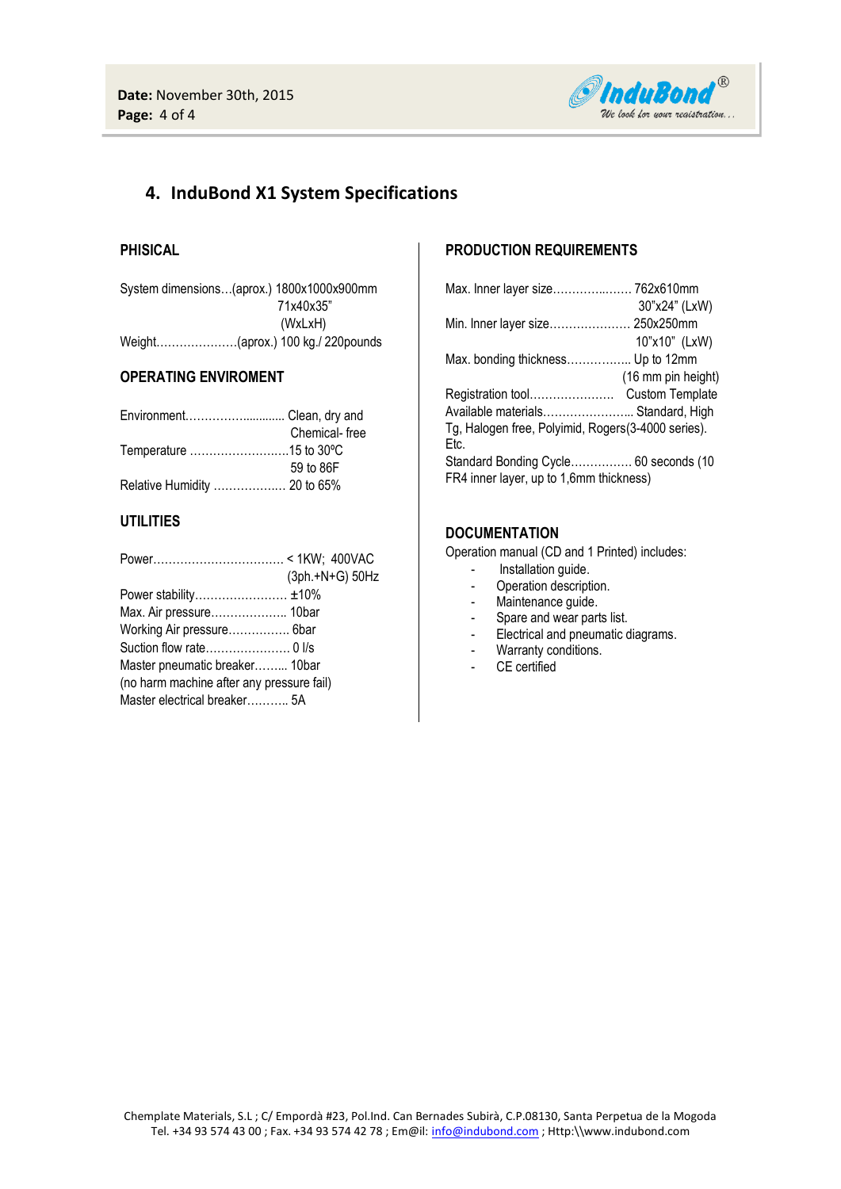## 4. InduBond X1 System Specifications

### PHISICAL

System dimensions…(aprox.) 1800x1000x900mm
71x40x35"
(WxLxH)
Weight…………………(aprox.) 100 kg./ 220pounds

### OPERATING ENVIROMENT

Environment…………............ Clean, dry and Chemical- free
Temperature ……………………..15 to 30ºC
59 to 86F
Relative Humidity ……………… 20 to 65%

### UTILITIES

Power…………………………… < 1KW; 400VAC (3ph.+N+G) 50Hz
Power stability…………………… ±10%
Max. Air pressure……………….. 10bar
Working Air pressure……………. 6bar
Suction flow rate…………………. 0 l/s
Master pneumatic breaker…….... 10bar
(no harm machine after any pressure fail)
Master electrical breaker……….. 5A

### PRODUCTION REQUIREMENTS

Max. Inner layer size……………..…… 762x610mm
30"x24" (LxW)
Min. Inner layer size………………… 250x250mm
10"x10" (LxW)
Max. bonding thickness…………….. Up to 12mm
(16 mm pin height)
Registration tool………………… Custom Template
Available materials………………….. Standard, High Tg, Halogen free, Polyimid, Rogers(3-4000 series). Etc.
Standard Bonding Cycle……………. 60 seconds (10 FR4 inner layer, up to 1,6mm thickness)

### DOCUMENTATION

Operation manual (CD and 1 Printed) includes:

- Installation guide.
- Operation description.
- Maintenance guide.
- Spare and wear parts list.
- Electrical and pneumatic diagrams.
- Warranty conditions.
- CE certified

Chemplate Materials, S.L ; C/ Empordà #23, Pol.Ind. Can Bernades Subirà, C.P.08130, Santa Perpetua de la Mogoda
Tel. +34 93 574 43 00 ; Fax. +34 93 574 42 78 ; Em@il: info@indubond.com ; Http:\\www.indubond.com